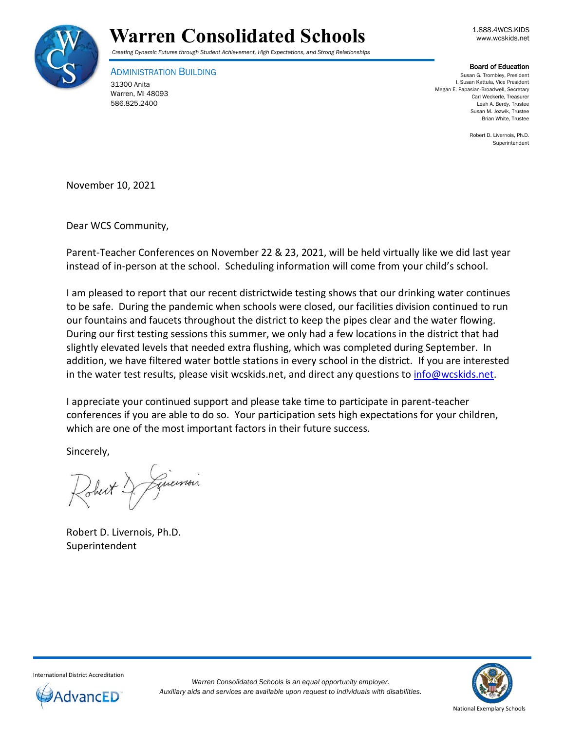# Warren Consolidated Schools

*Creating Dynamic Futures through Student Achievement, High Expectations, and Strong Relationships*

1.888.4WCS.KIDS
www.wcskids.net

ADMINISTRATION BUILDING
31300 Anita
Warren, MI 48093
586.825.2400

**Board of Education**
Susan G. Trombley, President
I. Susan Kattula, Vice President
Megan E. Papasian-Broadwell, Secretary
Carl Weckerle, Treasurer
Leah A. Berdy, Trustee
Susan M. Jozwik, Trustee
Brian White, Trustee

Robert D. Livernois, Ph.D.
Superintendent

November 10, 2021

Dear WCS Community,

Parent-Teacher Conferences on November 22 & 23, 2021, will be held virtually like we did last year instead of in-person at the school. Scheduling information will come from your child's school.

I am pleased to report that our recent districtwide testing shows that our drinking water continues to be safe. During the pandemic when schools were closed, our facilities division continued to run our fountains and faucets throughout the district to keep the pipes clear and the water flowing. During our first testing sessions this summer, we only had a few locations in the district that had slightly elevated levels that needed extra flushing, which was completed during September. In addition, we have filtered water bottle stations in every school in the district. If you are interested in the water test results, please visit wcskids.net, and direct any questions to info@wcskids.net.

I appreciate your continued support and please take time to participate in parent-teacher conferences if you are able to do so. Your participation sets high expectations for your children, which are one of the most important factors in their future success.

Sincerely,

Robert D. Livernois, Ph.D.
Superintendent

International District Accreditation

*Warren Consolidated Schools is an equal opportunity employer.*
*Auxiliary aids and services are available upon request to individuals with disabilities.*

National Exemplary Schools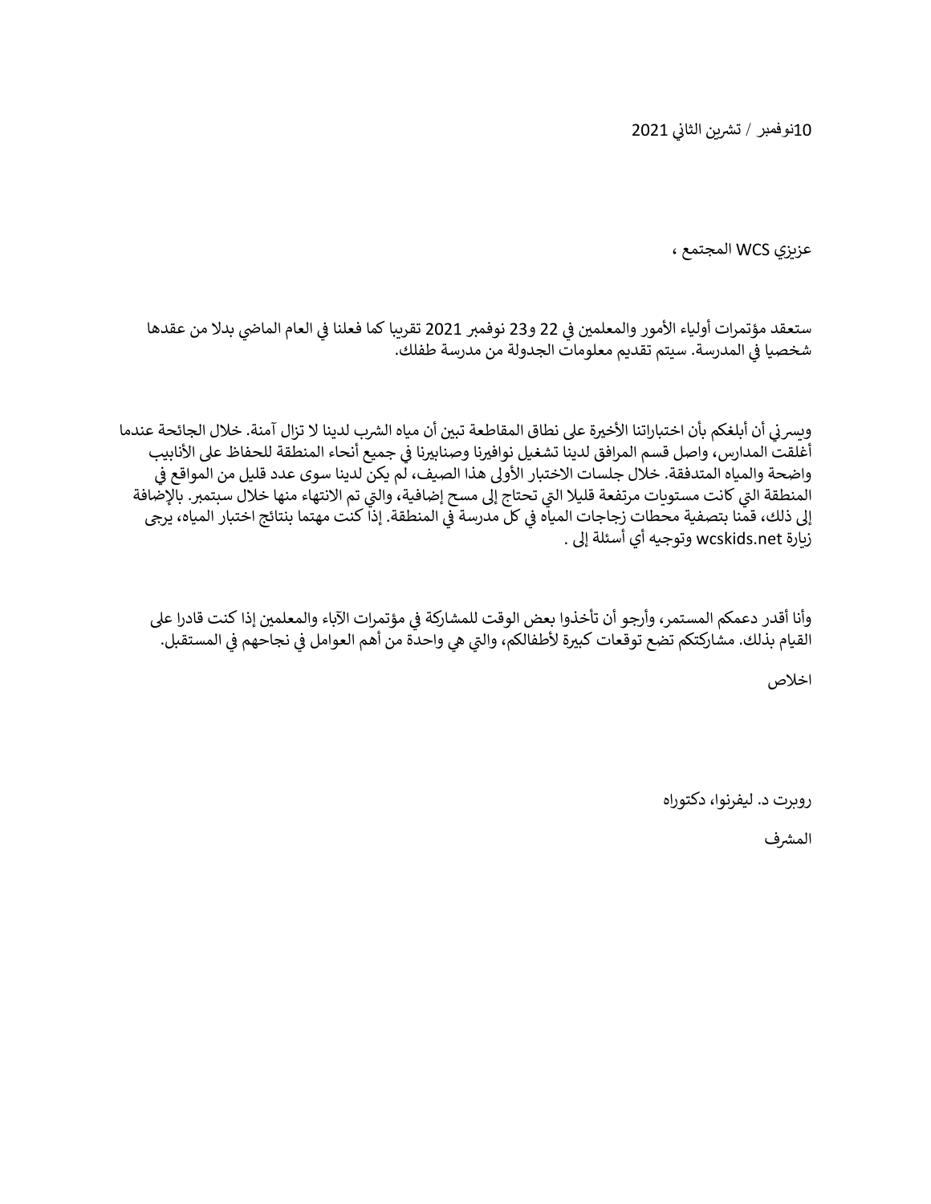10نوفمبر / تشرين الثاني 2021

عزيزي WCS المجتمع ،

ستعقد مؤتمرات أولياء الأمور والمعلمين في 22 و23 نوفمبر 2021 تقريبا كما فعلنا في العام الماضي بدلا من عقدها شخصيا في المدرسة. سيتم تقديم معلومات الجدولة من مدرسة طفلك.

ويسرني أن أبلغكم بأن اختباراتنا الأخيرة على نطاق المقاطعة تبين أن مياه الشرب لدينا لا تزال آمنة. خلال الجائحة عندما أغلقت المدارس، واصل قسم المرافق لدينا تشغيل نوافيرنا وصنابيرنا في جميع أنحاء المنطقة للحفاظ على الأنابيب واضحة والمياه المتدفقة. خلال جلسات الاختبار الأولى هذا الصيف، لم يكن لدينا سوى عدد قليل من المواقع في المنطقة التي كانت مستويات مرتفعة قليلا التي تحتاج إلى مسح إضافية، والتي تم الانتهاء منها خلال سبتمبر. بالإضافة إلى ذلك، قمنا بتصفية محطات زجاجات المياه في كل مدرسة في المنطقة. إذا كنت مهتما بنتائج اختبار المياه، يرجى زيارة wcskids.net وتوجيه أي أسئلة إلى .

وأنا أقدر دعمكم المستمر، وأرجو أن تأخذوا بعض الوقت للمشاركة في مؤتمرات الآباء والمعلمين إذا كنت قادرا على القيام بذلك. مشاركتكم تضع توقعات كبيرة لأطفالكم، والتي هي واحدة من أهم العوامل في نجاحهم في المستقبل.

اخلاص

روبرت د. ليفرنوا، دكتوراه

المشرف